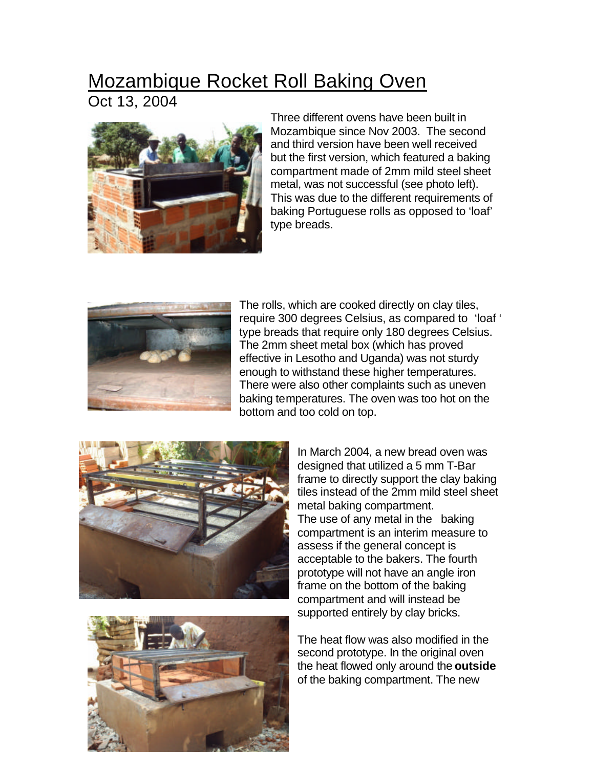# Mozambique Rocket Roll Baking Oven

Oct 13, 2004

Three different ovens have been built in Mozambique since Nov 2003. The second and third version have been well received but the first version, which featured a baking compartment made of 2mm mild steel sheet metal, was not successful (see photo left). This was due to the different requirements of baking Portuguese rolls as opposed to 'loaf' type breads.

The rolls, which are cooked directly on clay tiles, require 300 degrees Celsius, as compared to 'loaf ' type breads that require only 180 degrees Celsius. The 2mm sheet metal box (which has proved effective in Lesotho and Uganda) was not sturdy enough to withstand these higher temperatures. There were also other complaints such as uneven baking temperatures. The oven was too hot on the bottom and too cold on top.

In March 2004, a new bread oven was designed that utilized a 5 mm T-Bar frame to directly support the clay baking tiles instead of the 2mm mild steel sheet metal baking compartment.
The use of any metal in the baking compartment is an interim measure to assess if the general concept is acceptable to the bakers. The fourth prototype will not have an angle iron frame on the bottom of the baking compartment and will instead be supported entirely by clay bricks.

The heat flow was also modified in the second prototype. In the original oven the heat flowed only around the **outside** of the baking compartment. The new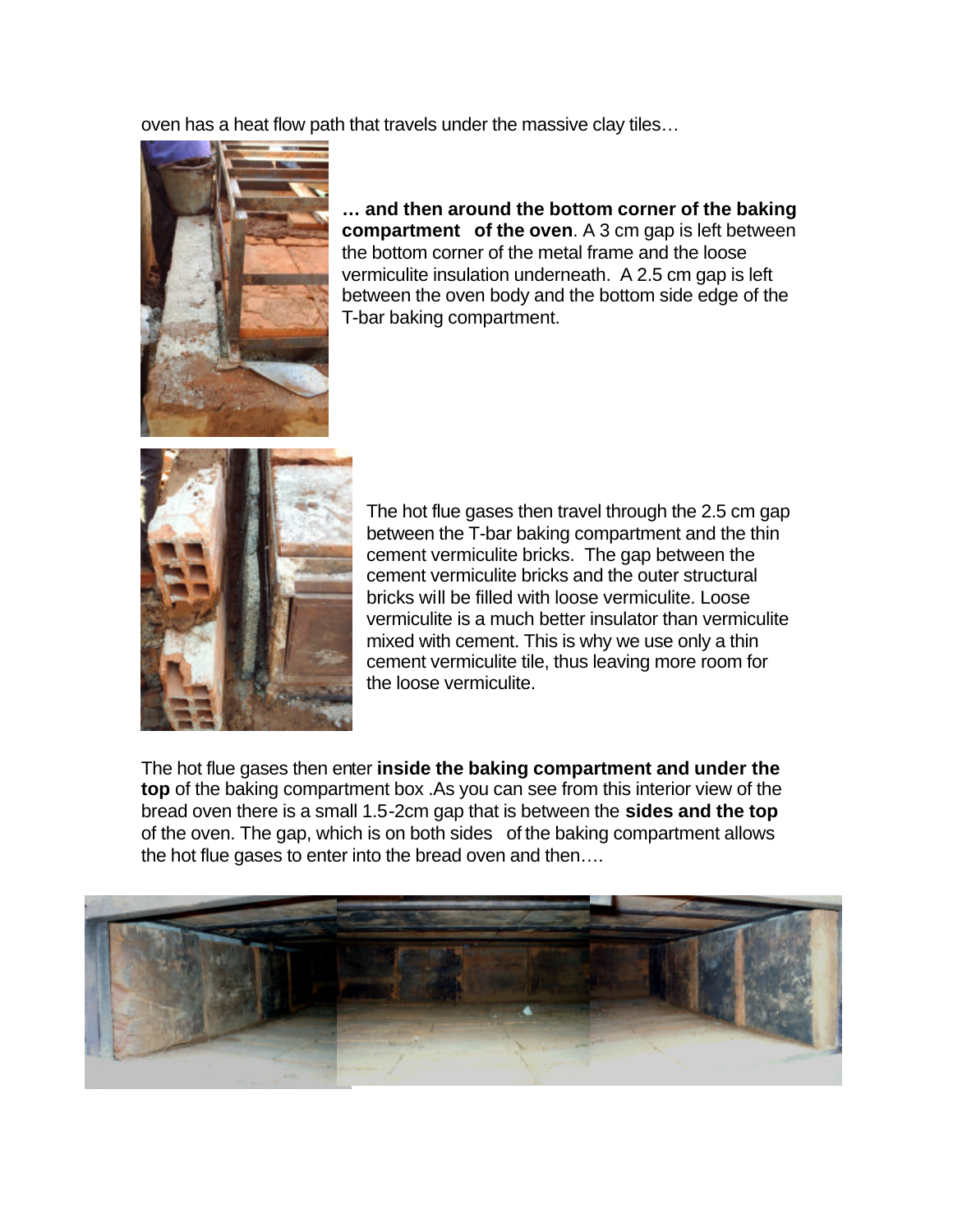oven has a heat flow path that travels under the massive clay tiles…

**… and then around the bottom corner of the baking compartment of the oven**. A 3 cm gap is left between the bottom corner of the metal frame and the loose vermiculite insulation underneath. A 2.5 cm gap is left between the oven body and the bottom side edge of the T-bar baking compartment.

The hot flue gases then travel through the 2.5 cm gap between the T-bar baking compartment and the thin cement vermiculite bricks. The gap between the cement vermiculite bricks and the outer structural bricks will be filled with loose vermiculite. Loose vermiculite is a much better insulator than vermiculite mixed with cement. This is why we use only a thin cement vermiculite tile, thus leaving more room for the loose vermiculite.

The hot flue gases then enter **inside the baking compartment and under the top** of the baking compartment box .As you can see from this interior view of the bread oven there is a small 1.5-2cm gap that is between the **sides and the top** of the oven. The gap, which is on both sides of the baking compartment allows the hot flue gases to enter into the bread oven and then….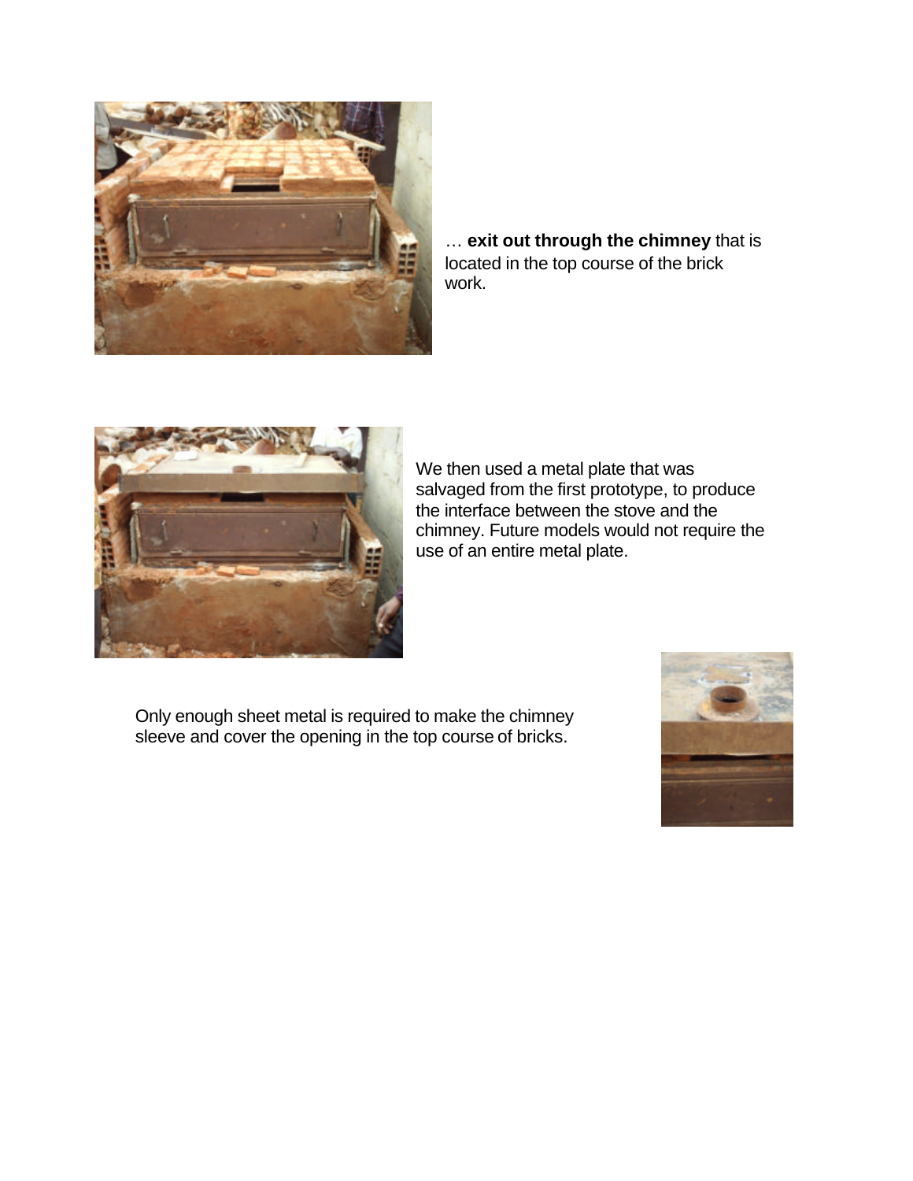… **exit out through the chimney** that is located in the top course of the brick work.

We then used a metal plate that was salvaged from the first prototype, to produce the interface between the stove and the chimney. Future models would not require the use of an entire metal plate.

Only enough sheet metal is required to make the chimney sleeve and cover the opening in the top course of bricks.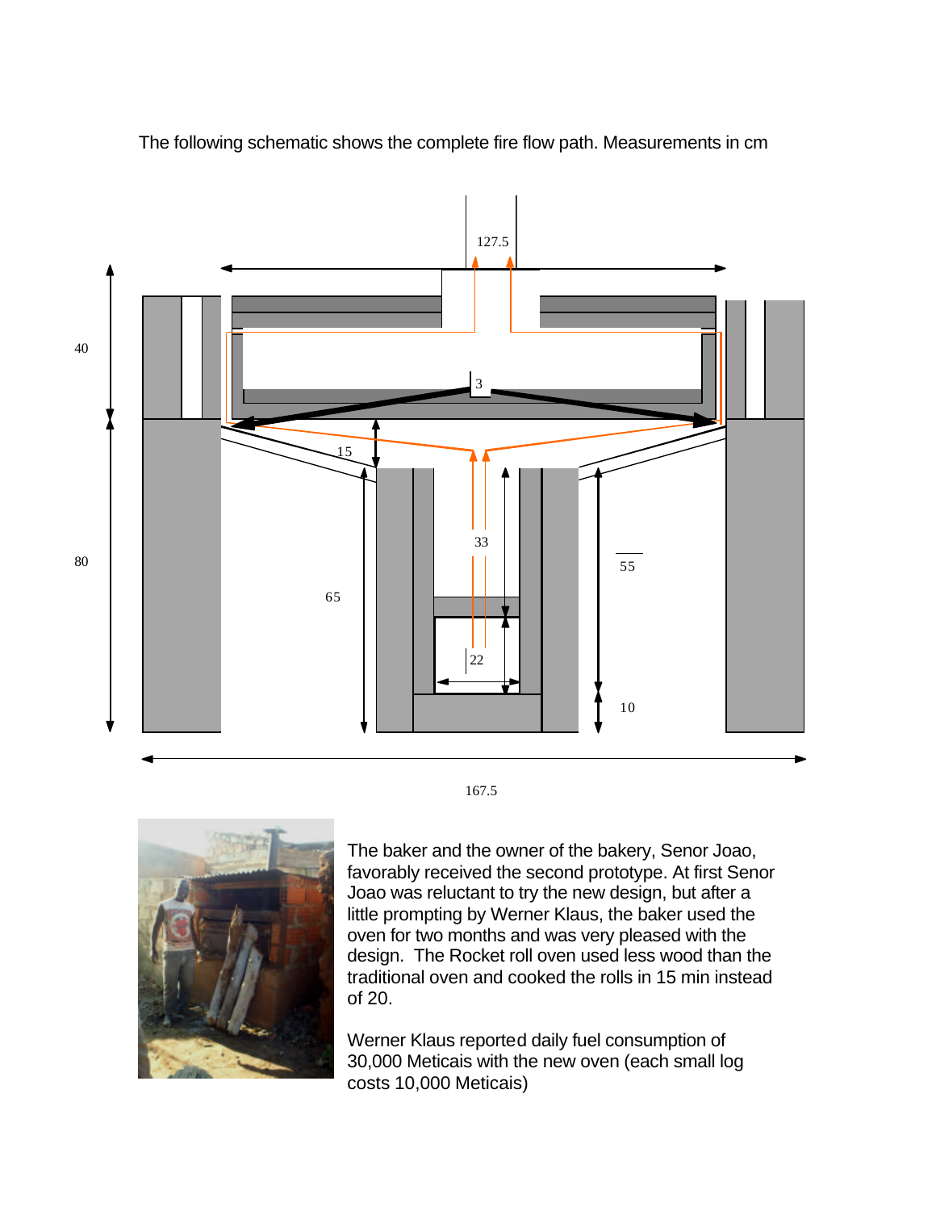The following schematic shows the complete fire flow path. Measurements in cm

The baker and the owner of the bakery, Senor Joao, favorably received the second prototype. At first Senor Joao was reluctant to try the new design, but after a little prompting by Werner Klaus, the baker used the oven for two months and was very pleased with the design. The Rocket roll oven used less wood than the traditional oven and cooked the rolls in 15 min instead of 20.

Werner Klaus reported daily fuel consumption of 30,000 Meticais with the new oven (each small log costs 10,000 Meticais)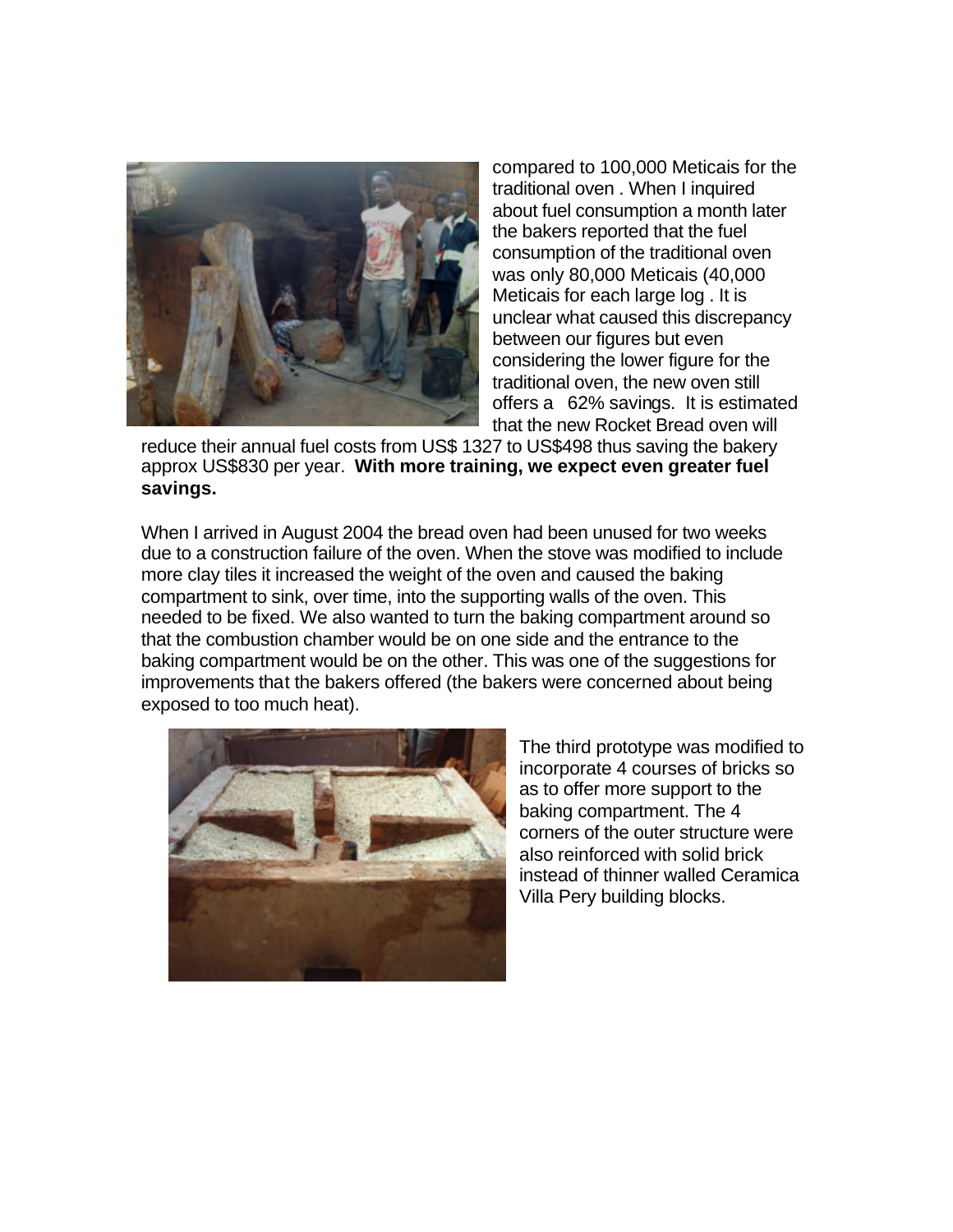compared to 100,000 Meticais for the traditional oven . When I inquired about fuel consumption a month later the bakers reported that the fuel consumption of the traditional oven was only 80,000 Meticais (40,000 Meticais for each large log . It is unclear what caused this discrepancy between our figures but even considering the lower figure for the traditional oven, the new oven still offers a 62% savings. It is estimated that the new Rocket Bread oven will reduce their annual fuel costs from US$ 1327 to US$498 thus saving the bakery approx US$830 per year. **With more training, we expect even greater fuel savings.**

When I arrived in August 2004 the bread oven had been unused for two weeks due to a construction failure of the oven. When the stove was modified to include more clay tiles it increased the weight of the oven and caused the baking compartment to sink, over time, into the supporting walls of the oven. This needed to be fixed. We also wanted to turn the baking compartment around so that the combustion chamber would be on one side and the entrance to the baking compartment would be on the other. This was one of the suggestions for improvements that the bakers offered (the bakers were concerned about being exposed to too much heat).

The third prototype was modified to incorporate 4 courses of bricks so as to offer more support to the baking compartment. The 4 corners of the outer structure were also reinforced with solid brick instead of thinner walled Ceramica Villa Pery building blocks.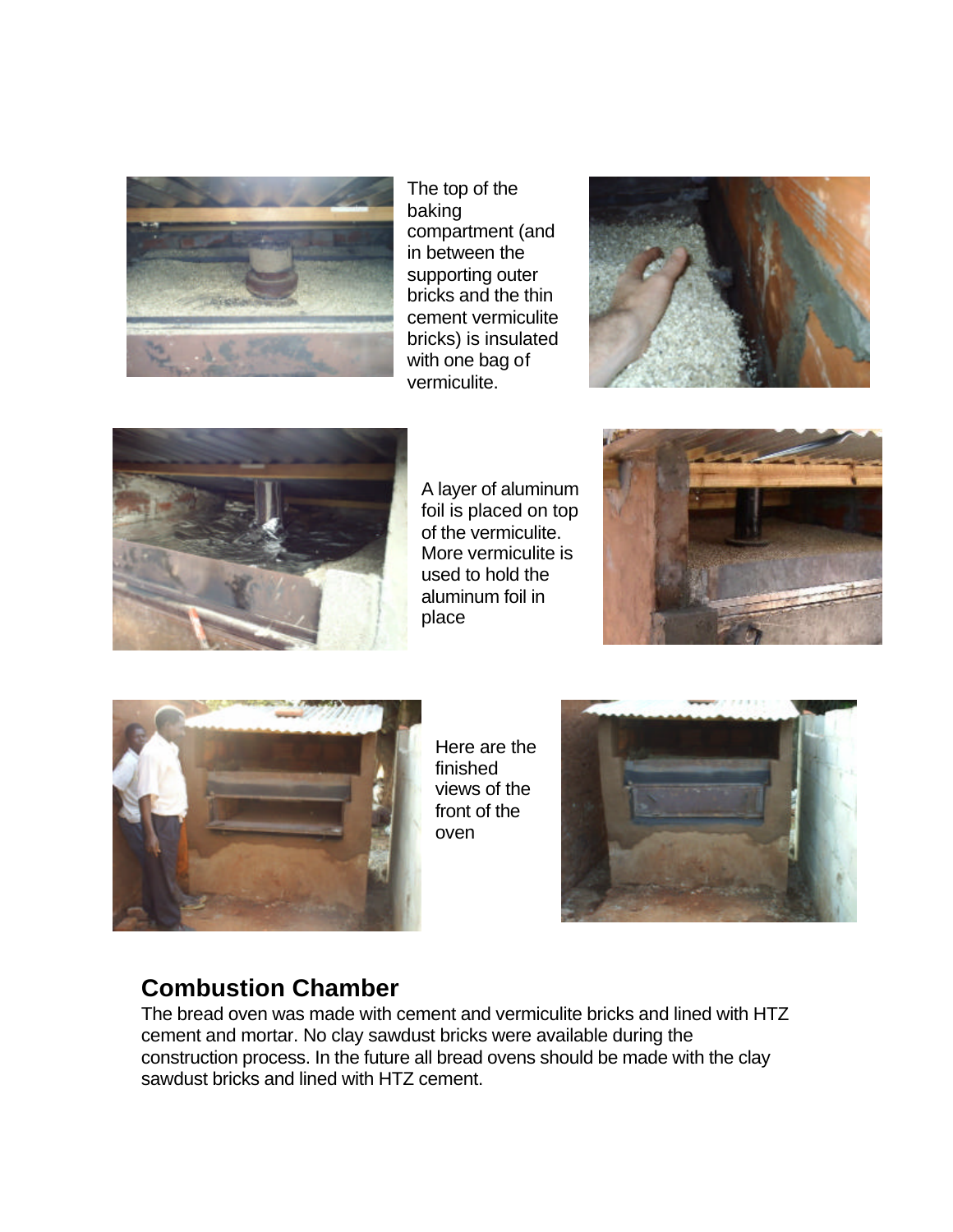The top of the baking compartment (and in between the supporting outer bricks and the thin cement vermiculite bricks) is insulated with one bag of vermiculite.

A layer of aluminum foil is placed on top of the vermiculite. More vermiculite is used to hold the aluminum foil in place

Here are the finished views of the front of the oven

## Combustion Chamber

The bread oven was made with cement and vermiculite bricks and lined with HTZ cement and mortar. No clay sawdust bricks were available during the construction process. In the future all bread ovens should be made with the clay sawdust bricks and lined with HTZ cement.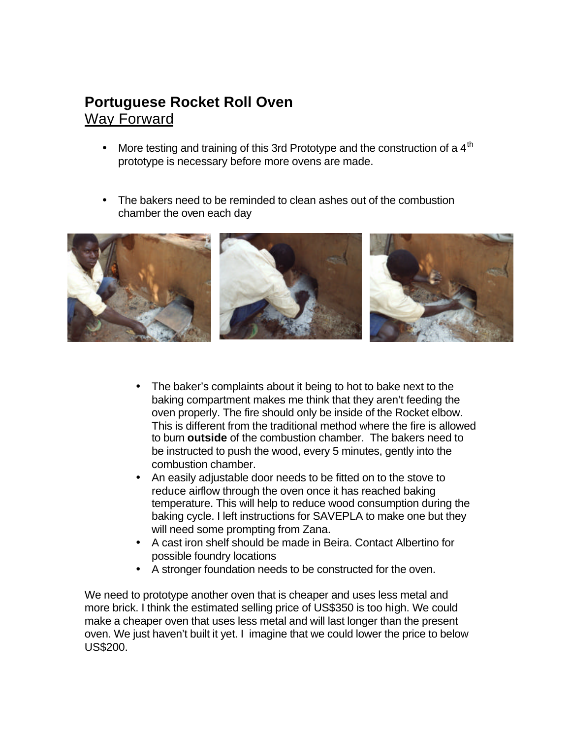# Portuguese Rocket Roll Oven

<u>Way Forward</u>

- More testing and training of this 3rd Prototype and the construction of a 4th prototype is necessary before more ovens are made.

- The bakers need to be reminded to clean ashes out of the combustion chamber the oven each day

  - The baker's complaints about it being to hot to bake next to the baking compartment makes me think that they aren't feeding the oven properly. The fire should only be inside of the Rocket elbow. This is different from the traditional method where the fire is allowed to burn **outside** of the combustion chamber. The bakers need to be instructed to push the wood, every 5 minutes, gently into the combustion chamber.
  - An easily adjustable door needs to be fitted on to the stove to reduce airflow through the oven once it has reached baking temperature. This will help to reduce wood consumption during the baking cycle. I left instructions for SAVEPLA to make one but they will need some prompting from Zana.
  - A cast iron shelf should be made in Beira. Contact Albertino for possible foundry locations
  - A stronger foundation needs to be constructed for the oven.

We need to prototype another oven that is cheaper and uses less metal and more brick. I think the estimated selling price of US$350 is too high. We could make a cheaper oven that uses less metal and will last longer than the present oven. We just haven't built it yet. I imagine that we could lower the price to below US$200.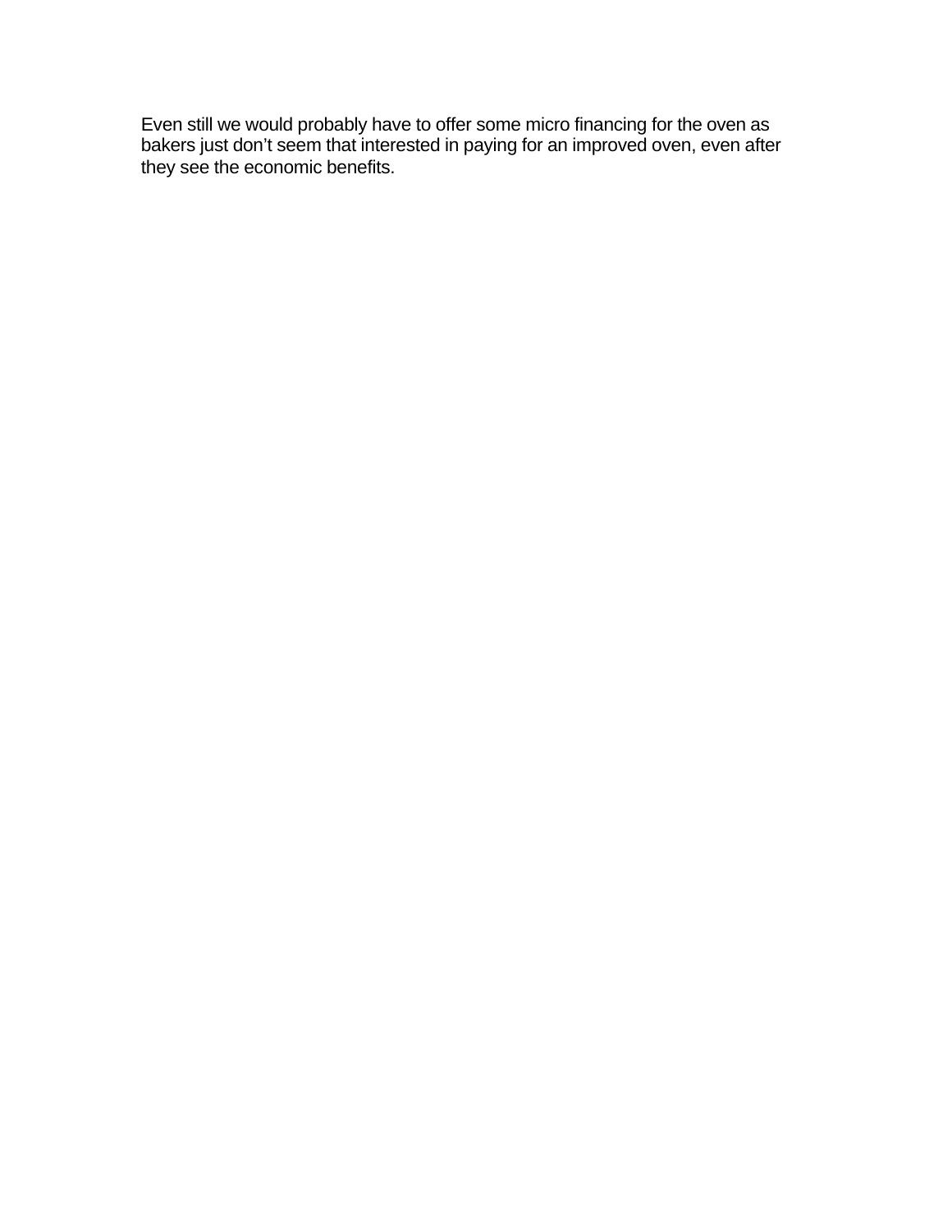Even still we would probably have to offer some micro financing for the oven as bakers just don't seem that interested in paying for an improved oven, even after they see the economic benefits.